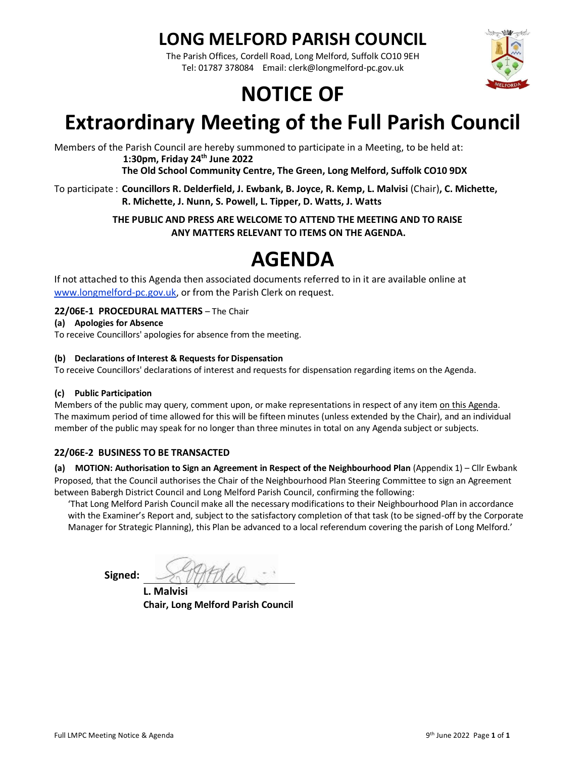# LONG MELFORD PARISH COUNCIL

The Parish Offices, Cordell Road, Long Melford, Suffolk CO10 9EH
Tel: 01787 378084 Email: clerk@longmelford-pc.gov.uk

# NOTICE OF

# Extraordinary Meeting of the Full Parish Council

Members of the Parish Council are hereby summoned to participate in a Meeting, to be held at:

**1:30pm, Friday 24th June 2022**
**The Old School Community Centre, The Green, Long Melford, Suffolk CO10 9DX**

To participate : **Councillors R. Delderfield, J. Ewbank, B. Joyce, R. Kemp, L. Malvisi** (Chair)**, C. Michette, R. Michette, J. Nunn, S. Powell, L. Tipper, D. Watts, J. Watts**

**THE PUBLIC AND PRESS ARE WELCOME TO ATTEND THE MEETING AND TO RAISE ANY MATTERS RELEVANT TO ITEMS ON THE AGENDA.**

# AGENDA

If not attached to this Agenda then associated documents referred to in it are available online at www.longmelford-pc.gov.uk, or from the Parish Clerk on request.

### 22/06E-1 PROCEDURAL MATTERS – The Chair

**(a) Apologies for Absence**

To receive Councillors' apologies for absence from the meeting.

**(b) Declarations of Interest & Requests for Dispensation**

To receive Councillors' declarations of interest and requests for dispensation regarding items on the Agenda.

**(c) Public Participation**

Members of the public may query, comment upon, or make representations in respect of any item on this Agenda. The maximum period of time allowed for this will be fifteen minutes (unless extended by the Chair), and an individual member of the public may speak for no longer than three minutes in total on any Agenda subject or subjects.

### 22/06E-2 BUSINESS TO BE TRANSACTED

**(a) MOTION: Authorisation to Sign an Agreement in Respect of the Neighbourhood Plan** (Appendix 1) – Cllr Ewbank

Proposed, that the Council authorises the Chair of the Neighbourhood Plan Steering Committee to sign an Agreement between Babergh District Council and Long Melford Parish Council, confirming the following:

'That Long Melford Parish Council make all the necessary modifications to their Neighbourhood Plan in accordance with the Examiner's Report and, subject to the satisfactory completion of that task (to be signed-off by the Corporate Manager for Strategic Planning), this Plan be advanced to a local referendum covering the parish of Long Melford.'

**Signed:**

**L. Malvisi**
**Chair, Long Melford Parish Council**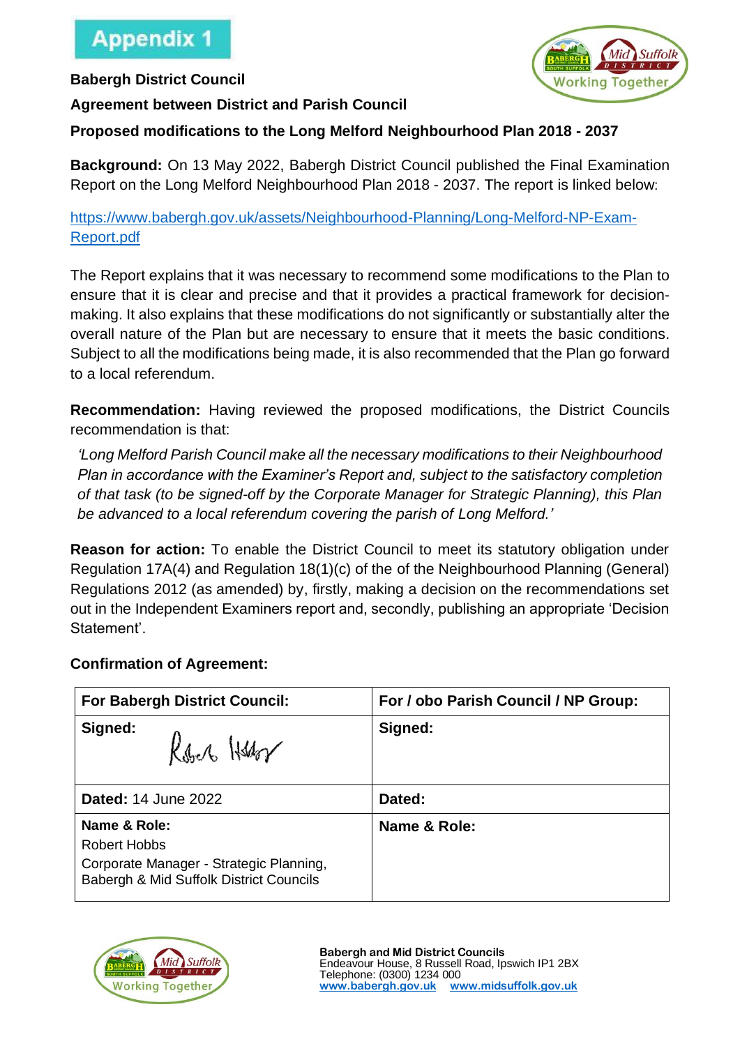# Appendix 1

**Babergh District Council**

**Agreement between District and Parish Council**

**Proposed modifications to the Long Melford Neighbourhood Plan 2018 - 2037**

**Background:** On 13 May 2022, Babergh District Council published the Final Examination Report on the Long Melford Neighbourhood Plan 2018 - 2037. The report is linked below:

https://www.babergh.gov.uk/assets/Neighbourhood-Planning/Long-Melford-NP-Exam-Report.pdf

The Report explains that it was necessary to recommend some modifications to the Plan to ensure that it is clear and precise and that it provides a practical framework for decision-making. It also explains that these modifications do not significantly or substantially alter the overall nature of the Plan but are necessary to ensure that it meets the basic conditions. Subject to all the modifications being made, it is also recommended that the Plan go forward to a local referendum.

**Recommendation:** Having reviewed the proposed modifications, the District Councils recommendation is that:

*'Long Melford Parish Council make all the necessary modifications to their Neighbourhood Plan in accordance with the Examiner's Report and, subject to the satisfactory completion of that task (to be signed-off by the Corporate Manager for Strategic Planning), this Plan be advanced to a local referendum covering the parish of Long Melford.'*

**Reason for action:** To enable the District Council to meet its statutory obligation under Regulation 17A(4) and Regulation 18(1)(c) of the of the Neighbourhood Planning (General) Regulations 2012 (as amended) by, firstly, making a decision on the recommendations set out in the Independent Examiners report and, secondly, publishing an appropriate 'Decision Statement'.

**Confirmation of Agreement:**

| **For Babergh District Council:** | **For / obo Parish Council / NP Group:** |
|---|---|
| **Signed:** Robert Hobbs | **Signed:** |
| **Dated:** 14 June 2022 | **Dated:** |
| **Name & Role:** Robert Hobbs Corporate Manager - Strategic Planning, Babergh & Mid Suffolk District Councils | **Name & Role:** |

**Babergh and Mid District Councils**
Endeavour House, 8 Russell Road, Ipswich IP1 2BX
Telephone: (0300) 1234 000
**www.babergh.gov.uk** **www.midsuffolk.gov.uk**